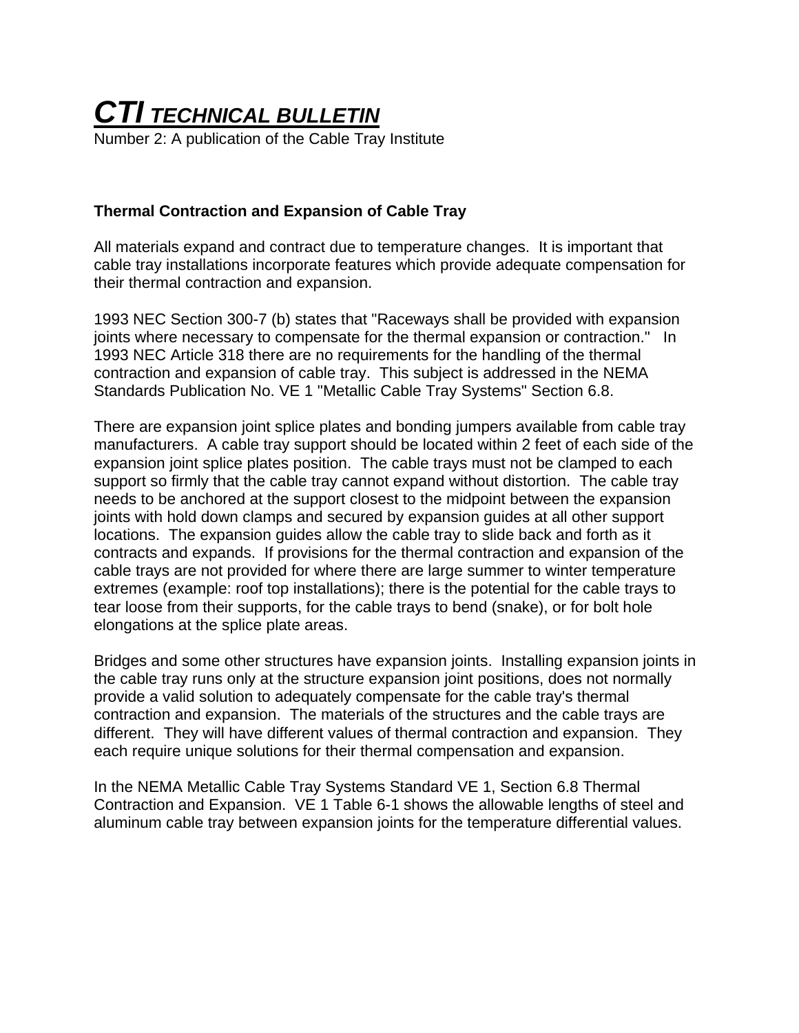# ***CTI TECHNICAL BULLETIN***

Number 2: A publication of the Cable Tray Institute

**Thermal Contraction and Expansion of Cable Tray**

All materials expand and contract due to temperature changes. It is important that cable tray installations incorporate features which provide adequate compensation for their thermal contraction and expansion.

1993 NEC Section 300-7 (b) states that "Raceways shall be provided with expansion joints where necessary to compensate for the thermal expansion or contraction." In 1993 NEC Article 318 there are no requirements for the handling of the thermal contraction and expansion of cable tray. This subject is addressed in the NEMA Standards Publication No. VE 1 "Metallic Cable Tray Systems" Section 6.8.

There are expansion joint splice plates and bonding jumpers available from cable tray manufacturers. A cable tray support should be located within 2 feet of each side of the expansion joint splice plates position. The cable trays must not be clamped to each support so firmly that the cable tray cannot expand without distortion. The cable tray needs to be anchored at the support closest to the midpoint between the expansion joints with hold down clamps and secured by expansion guides at all other support locations. The expansion guides allow the cable tray to slide back and forth as it contracts and expands. If provisions for the thermal contraction and expansion of the cable trays are not provided for where there are large summer to winter temperature extremes (example: roof top installations); there is the potential for the cable trays to tear loose from their supports, for the cable trays to bend (snake), or for bolt hole elongations at the splice plate areas.

Bridges and some other structures have expansion joints. Installing expansion joints in the cable tray runs only at the structure expansion joint positions, does not normally provide a valid solution to adequately compensate for the cable tray's thermal contraction and expansion. The materials of the structures and the cable trays are different. They will have different values of thermal contraction and expansion. They each require unique solutions for their thermal compensation and expansion.

In the NEMA Metallic Cable Tray Systems Standard VE 1, Section 6.8 Thermal Contraction and Expansion. VE 1 Table 6-1 shows the allowable lengths of steel and aluminum cable tray between expansion joints for the temperature differential values.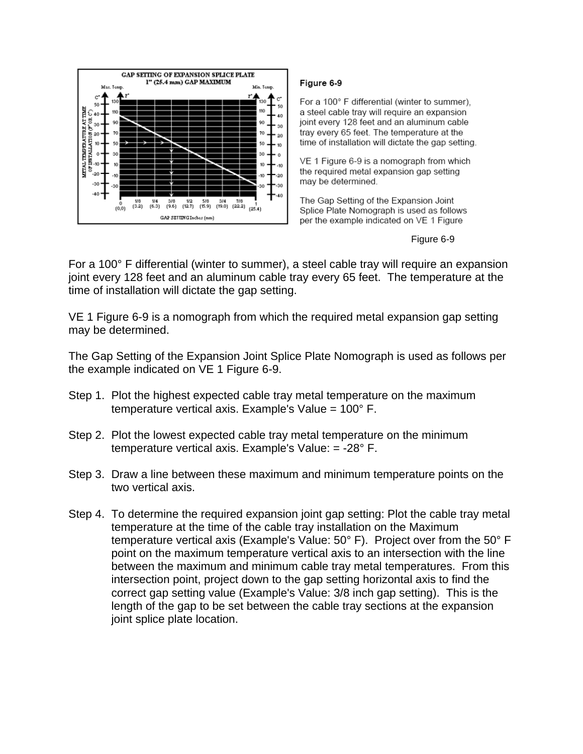Figure 6-9

For a 100° F differential (winter to summer), a steel cable tray will require an expansion joint every 128 feet and an aluminum cable tray every 65 feet. The temperature at the time of installation will dictate the gap setting.

VE 1 Figure 6-9 is a nomograph from which the required metal expansion gap setting may be determined.

The Gap Setting of the Expansion Joint Splice Plate Nomograph is used as follows per the example indicated on VE 1 Figure 6-9.

Step 1. Plot the highest expected cable tray metal temperature on the maximum temperature vertical axis. Example's Value = 100° F.

Step 2. Plot the lowest expected cable tray metal temperature on the minimum temperature vertical axis. Example's Value: = -28° F.

Step 3. Draw a line between these maximum and minimum temperature points on the two vertical axis.

Step 4. To determine the required expansion joint gap setting: Plot the cable tray metal temperature at the time of the cable tray installation on the Maximum temperature vertical axis (Example's Value: 50° F). Project over from the 50° F point on the maximum temperature vertical axis to an intersection with the line between the maximum and minimum cable tray metal temperatures. From this intersection point, project down to the gap setting horizontal axis to find the correct gap setting value (Example's Value: 3/8 inch gap setting). This is the length of the gap to be set between the cable tray sections at the expansion joint splice plate location.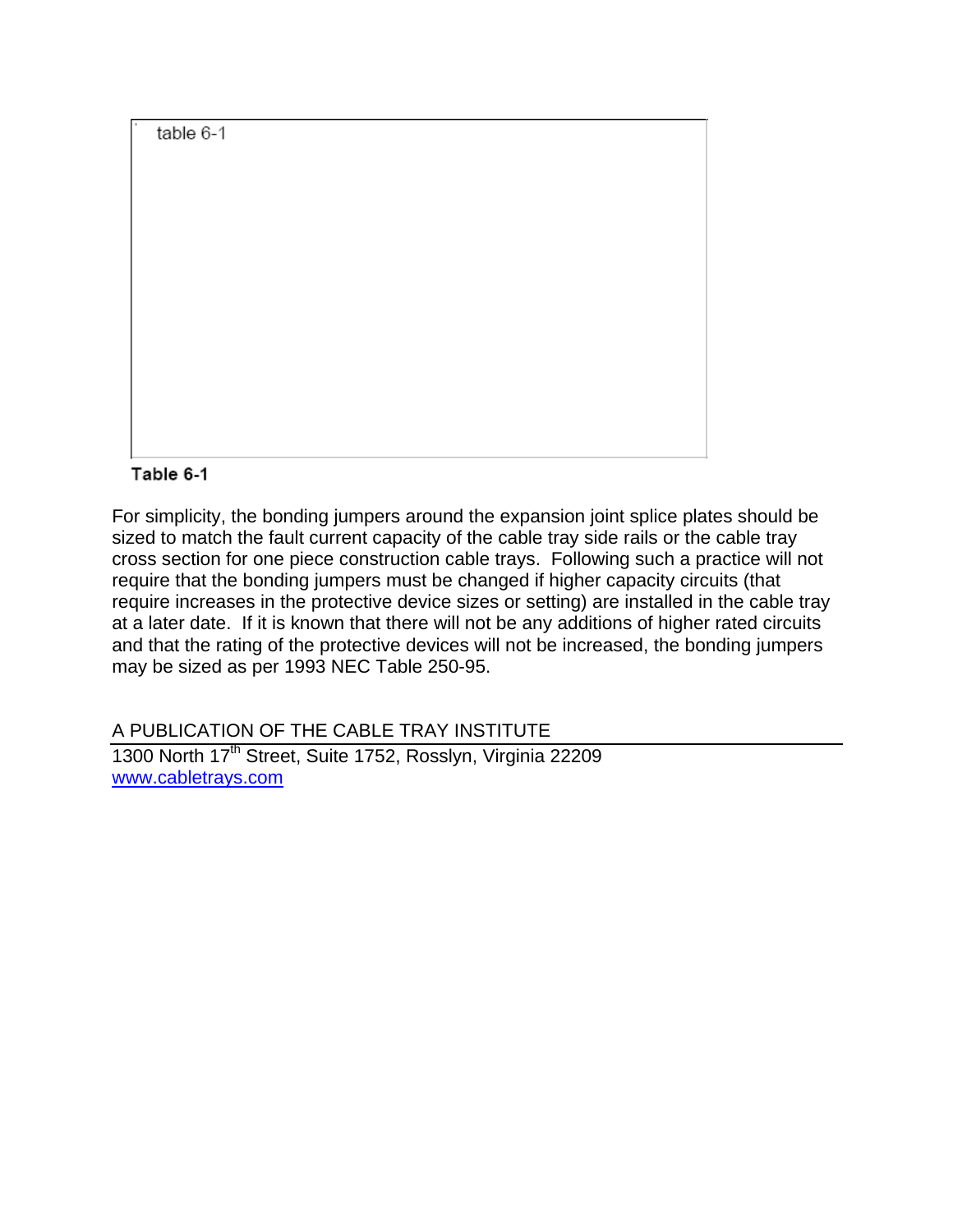table 6-1

**Table 6-1**

For simplicity, the bonding jumpers around the expansion joint splice plates should be sized to match the fault current capacity of the cable tray side rails or the cable tray cross section for one piece construction cable trays. Following such a practice will not require that the bonding jumpers must be changed if higher capacity circuits (that require increases in the protective device sizes or setting) are installed in the cable tray at a later date. If it is known that there will not be any additions of higher rated circuits and that the rating of the protective devices will not be increased, the bonding jumpers may be sized as per 1993 NEC Table 250-95.

A PUBLICATION OF THE CABLE TRAY INSTITUTE

1300 North 17th Street, Suite 1752, Rosslyn, Virginia 22209

www.cabletrays.com